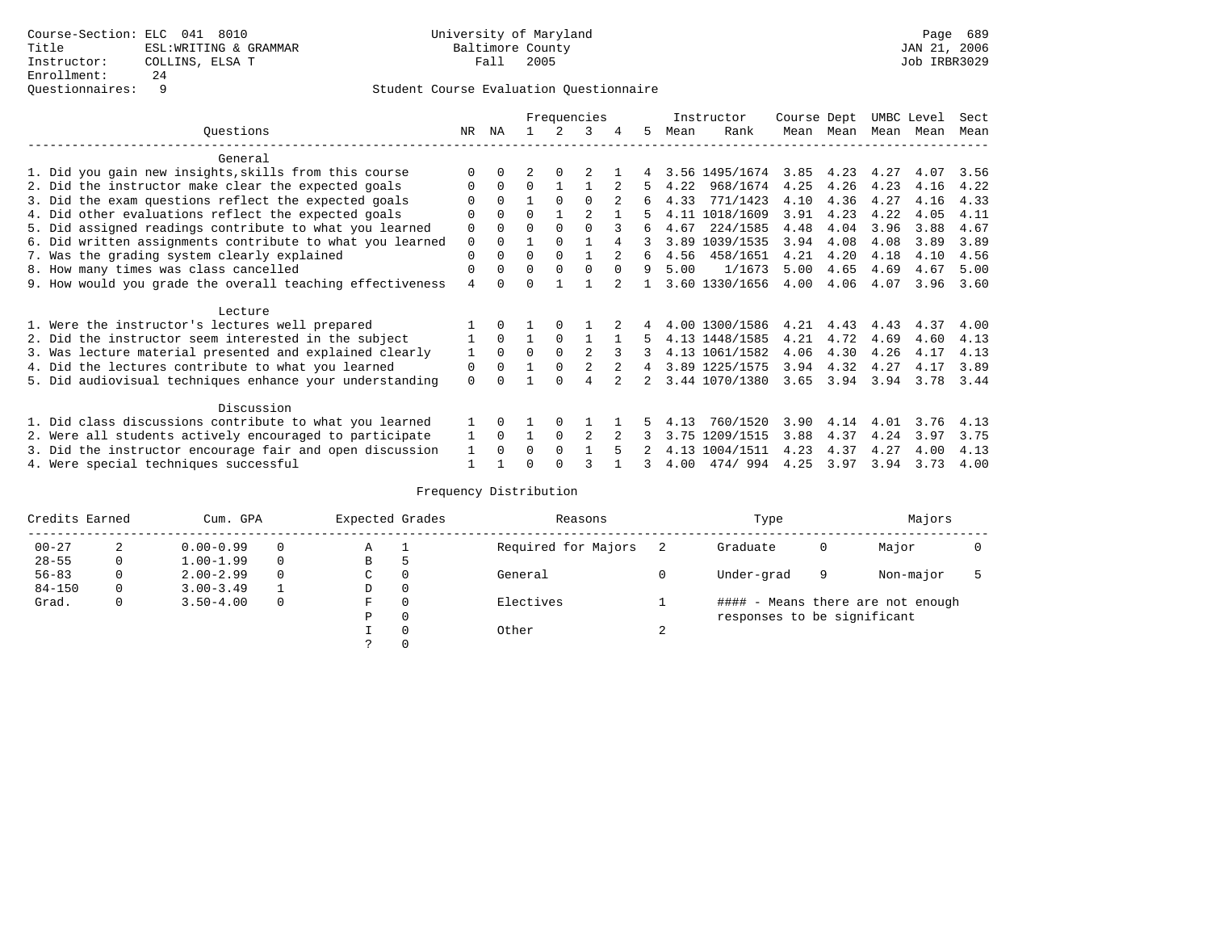Course-Section: ELC 041 8010
Title: ESL:WRITING & GRAMMAR
Instructor: COLLINS, ELSA T
Enrollment: 24
Questionnaires: 9

University of Maryland
Baltimore County
Fall 2005

JAN 21, 2006
Job IRBR3029

Student Course Evaluation Questionnaire

| Questions | NR | NA | 1 | 2 | 3 | 4 | 5 | Instructor Mean | Rank | Course Mean | Dept Mean | UMBC Mean | Level Mean | Sect Mean |
|---|---|---|---|---|---|---|---|---|---|---|---|---|---|---|
| **General** | | | | | | | | | | | | | | |
| 1. Did you gain new insights,skills from this course | 0 | 0 | 2 | 0 | 2 | 1 | 4 | 3.56 | 1495/1674 | 3.85 | 4.23 | 4.27 | 4.07 | 3.56 |
| 2. Did the instructor make clear the expected goals | 0 | 0 | 0 | 1 | 1 | 2 | 5 | 4.22 | 968/1674 | 4.25 | 4.26 | 4.23 | 4.16 | 4.22 |
| 3. Did the exam questions reflect the expected goals | 0 | 0 | 1 | 0 | 0 | 2 | 6 | 4.33 | 771/1423 | 4.10 | 4.36 | 4.27 | 4.16 | 4.33 |
| 4. Did other evaluations reflect the expected goals | 0 | 0 | 0 | 1 | 2 | 1 | 5 | 4.11 | 1018/1609 | 3.91 | 4.23 | 4.22 | 4.05 | 4.11 |
| 5. Did assigned readings contribute to what you learned | 0 | 0 | 0 | 0 | 0 | 3 | 6 | 4.67 | 224/1585 | 4.48 | 4.04 | 3.96 | 3.88 | 4.67 |
| 6. Did written assignments contribute to what you learned | 0 | 0 | 1 | 0 | 1 | 4 | 3 | 3.89 | 1039/1535 | 3.94 | 4.08 | 4.08 | 3.89 | 3.89 |
| 7. Was the grading system clearly explained | 0 | 0 | 0 | 0 | 1 | 2 | 6 | 4.56 | 458/1651 | 4.21 | 4.20 | 4.18 | 4.10 | 4.56 |
| 8. How many times was class cancelled | 0 | 0 | 0 | 0 | 0 | 0 | 9 | 5.00 | 1/1673 | 5.00 | 4.65 | 4.69 | 4.67 | 5.00 |
| 9. How would you grade the overall teaching effectiveness | 4 | 0 | 0 | 1 | 1 | 2 | 1 | 3.60 | 1330/1656 | 4.00 | 4.06 | 4.07 | 3.96 | 3.60 |
| **Lecture** | | | | | | | | | | | | | | |
| 1. Were the instructor's lectures well prepared | 1 | 0 | 1 | 0 | 1 | 2 | 4 | 4.00 | 1300/1586 | 4.21 | 4.43 | 4.43 | 4.37 | 4.00 |
| 2. Did the instructor seem interested in the subject | 1 | 0 | 1 | 0 | 1 | 1 | 5 | 4.13 | 1448/1585 | 4.21 | 4.72 | 4.69 | 4.60 | 4.13 |
| 3. Was lecture material presented and explained clearly | 1 | 0 | 0 | 0 | 2 | 3 | 3 | 4.13 | 1061/1582 | 4.06 | 4.30 | 4.26 | 4.17 | 4.13 |
| 4. Did the lectures contribute to what you learned | 0 | 0 | 1 | 0 | 2 | 2 | 4 | 3.89 | 1225/1575 | 3.94 | 4.32 | 4.27 | 4.17 | 3.89 |
| 5. Did audiovisual techniques enhance your understanding | 0 | 0 | 1 | 0 | 4 | 2 | 2 | 3.44 | 1070/1380 | 3.65 | 3.94 | 3.94 | 3.78 | 3.44 |
| **Discussion** | | | | | | | | | | | | | | |
| 1. Did class discussions contribute to what you learned | 1 | 0 | 1 | 0 | 1 | 1 | 5 | 4.13 | 760/1520 | 3.90 | 4.14 | 4.01 | 3.76 | 4.13 |
| 2. Were all students actively encouraged to participate | 1 | 0 | 1 | 0 | 2 | 2 | 3 | 3.75 | 1209/1515 | 3.88 | 4.37 | 4.24 | 3.97 | 3.75 |
| 3. Did the instructor encourage fair and open discussion | 1 | 0 | 0 | 0 | 1 | 5 | 2 | 4.13 | 1004/1511 | 4.23 | 4.37 | 4.27 | 4.00 | 4.13 |
| 4. Were special techniques successful | 1 | 1 | 0 | 0 | 3 | 1 | 3 | 4.00 | 474/ 994 | 4.25 | 3.97 | 3.94 | 3.73 | 4.00 |

Frequency Distribution

| Credits Earned | | Cum. GPA | | Expected Grades | | Reasons | | Type | | Majors | |
|---|---|---|---|---|---|---|---|---|---|---|---|
| 00-27 | 2 | 0.00-0.99 | 0 | A | 1 | Required for Majors | 2 | Graduate | 0 | Major | 0 |
| 28-55 | 0 | 1.00-1.99 | 0 | B | 5 | | | | | | |
| 56-83 | 0 | 2.00-2.99 | 0 | C | 0 | General | 0 | Under-grad | 9 | Non-major | 5 |
| 84-150 | 0 | 3.00-3.49 | 1 | D | 0 | | | | | | |
| Grad. | 0 | 3.50-4.00 | 0 | F | 0 | Electives | 1 | #### - Means there are not enough responses to be significant | | | |
| | | | | P | 0 | | | | | | |
| | | | | I | 0 | Other | 2 | | | | |
| | | | | ? | 0 | | | | | | |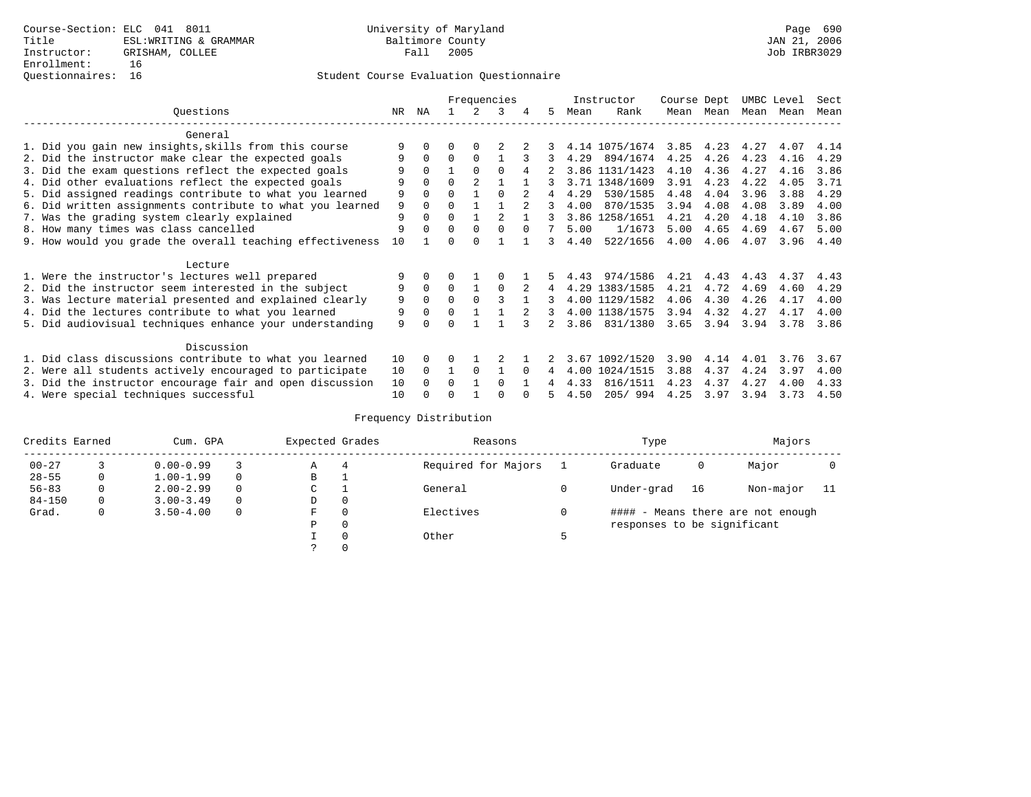Course-Section: ELC 041 8011
Title: ESL:WRITING & GRAMMAR
Instructor: GRISHAM, COLLEE
Enrollment: 16
Questionnaires: 16

University of Maryland
Baltimore County
Fall 2005

JAN 21, 2006
Job IRBR3029

## Student Course Evaluation Questionnaire

| Questions | NR | NA | 1 | 2 | 3 | 4 | 5 | Instructor Mean | Instructor Rank | Course Mean | Dept Mean | UMBC Mean | Level Mean | Sect Mean |
|---|---|---|---|---|---|---|---|---|---|---|---|---|---|---|
| **General** | | | | | | | | | | | | | | |
| 1. Did you gain new insights,skills from this course | 9 | 0 | 0 | 0 | 2 | 2 | 3 | 4.14 | 1075/1674 | 3.85 | 4.23 | 4.27 | 4.07 | 4.14 |
| 2. Did the instructor make clear the expected goals | 9 | 0 | 0 | 0 | 1 | 3 | 3 | 4.29 | 894/1674 | 4.25 | 4.26 | 4.23 | 4.16 | 4.29 |
| 3. Did the exam questions reflect the expected goals | 9 | 0 | 1 | 0 | 0 | 4 | 2 | 3.86 | 1131/1423 | 4.10 | 4.36 | 4.27 | 4.16 | 3.86 |
| 4. Did other evaluations reflect the expected goals | 9 | 0 | 0 | 2 | 1 | 1 | 3 | 3.71 | 1348/1609 | 3.91 | 4.23 | 4.22 | 4.05 | 3.71 |
| 5. Did assigned readings contribute to what you learned | 9 | 0 | 0 | 1 | 0 | 2 | 4 | 4.29 | 530/1585 | 4.48 | 4.04 | 3.96 | 3.88 | 4.29 |
| 6. Did written assignments contribute to what you learned | 9 | 0 | 0 | 1 | 1 | 2 | 3 | 4.00 | 870/1535 | 3.94 | 4.08 | 4.08 | 3.89 | 4.00 |
| 7. Was the grading system clearly explained | 9 | 0 | 0 | 1 | 2 | 1 | 3 | 3.86 | 1258/1651 | 4.21 | 4.20 | 4.18 | 4.10 | 3.86 |
| 8. How many times was class cancelled | 9 | 0 | 0 | 0 | 0 | 0 | 7 | 5.00 | 1/1673 | 5.00 | 4.65 | 4.69 | 4.67 | 5.00 |
| 9. How would you grade the overall teaching effectiveness | 10 | 1 | 0 | 0 | 1 | 1 | 3 | 4.40 | 522/1656 | 4.00 | 4.06 | 4.07 | 3.96 | 4.40 |
| **Lecture** | | | | | | | | | | | | | | |
| 1. Were the instructor's lectures well prepared | 9 | 0 | 0 | 1 | 0 | 1 | 5 | 4.43 | 974/1586 | 4.21 | 4.43 | 4.43 | 4.37 | 4.43 |
| 2. Did the instructor seem interested in the subject | 9 | 0 | 0 | 1 | 0 | 2 | 4 | 4.29 | 1383/1585 | 4.21 | 4.72 | 4.69 | 4.60 | 4.29 |
| 3. Was lecture material presented and explained clearly | 9 | 0 | 0 | 0 | 3 | 1 | 3 | 4.00 | 1129/1582 | 4.06 | 4.30 | 4.26 | 4.17 | 4.00 |
| 4. Did the lectures contribute to what you learned | 9 | 0 | 0 | 1 | 1 | 2 | 3 | 4.00 | 1138/1575 | 3.94 | 4.32 | 4.27 | 4.17 | 4.00 |
| 5. Did audiovisual techniques enhance your understanding | 9 | 0 | 0 | 1 | 1 | 3 | 2 | 3.86 | 831/1380 | 3.65 | 3.94 | 3.94 | 3.78 | 3.86 |
| **Discussion** | | | | | | | | | | | | | | |
| 1. Did class discussions contribute to what you learned | 10 | 0 | 0 | 1 | 2 | 1 | 2 | 3.67 | 1092/1520 | 3.90 | 4.14 | 4.01 | 3.76 | 3.67 |
| 2. Were all students actively encouraged to participate | 10 | 0 | 1 | 0 | 1 | 0 | 4 | 4.00 | 1024/1515 | 3.88 | 4.37 | 4.24 | 3.97 | 4.00 |
| 3. Did the instructor encourage fair and open discussion | 10 | 0 | 0 | 1 | 0 | 1 | 4 | 4.33 | 816/1511 | 4.23 | 4.37 | 4.27 | 4.00 | 4.33 |
| 4. Were special techniques successful | 10 | 0 | 0 | 1 | 0 | 0 | 5 | 4.50 | 205/ 994 | 4.25 | 3.97 | 3.94 | 3.73 | 4.50 |

## Frequency Distribution

| Credits Earned | | Cum. GPA | | Expected Grades | | Reasons | | Type | | Majors | |
|---|---|---|---|---|---|---|---|---|---|---|---|
| 00-27 | 3 | 0.00-0.99 | 3 | A | 4 | Required for Majors | 1 | Graduate | 0 | Major | 0 |
| 28-55 | 0 | 1.00-1.99 | 0 | B | 1 | | | | | | |
| 56-83 | 0 | 2.00-2.99 | 0 | C | 1 | General | 0 | Under-grad | 16 | Non-major | 11 |
| 84-150 | 0 | 3.00-3.49 | 0 | D | 0 | | | | | | |
| Grad. | 0 | 3.50-4.00 | 0 | F | 0 | Electives | 0 | | | | |
| | | | | P | 0 | | | | | | |
| | | | | I | 0 | Other | 5 | | | | |
| | | | | ? | 0 | | | | | | |

#### - Means there are not enough responses to be significant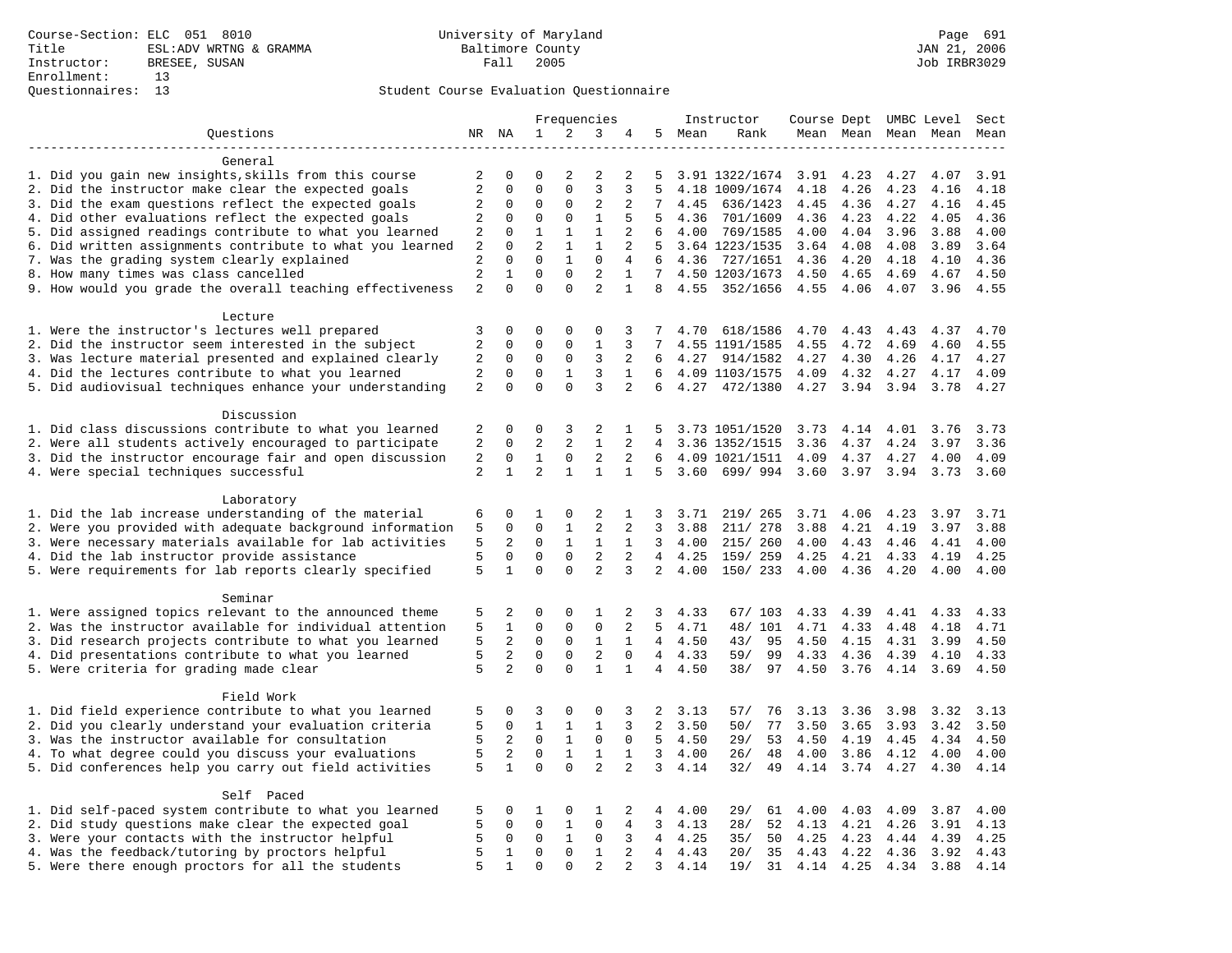Course-Section: ELC 051 8010
Title: ESL:ADV WRTNG & GRAMMA
Instructor: BRESEE, SUSAN
Enrollment: 13
Questionnaires: 13

University of Maryland
Baltimore County
Fall 2005

JAN 21, 2006
Job IRBR3029

Student Course Evaluation Questionnaire

| Questions | NR | NA | 1 | 2 | 3 | 4 | 5 | Instructor Mean | Rank | Course Mean | Dept Mean | UMBC Mean | Level Mean | Sect Mean |
|---|---|---|---|---|---|---|---|---|---|---|---|---|---|---|
| **General** | | | | | | | | | | | | | | |
| 1. Did you gain new insights,skills from this course | 2 | 0 | 0 | 2 | 2 | 2 | 5 | 3.91 | 1322/1674 | 3.91 | 4.23 | 4.27 | 4.07 | 3.91 |
| 2. Did the instructor make clear the expected goals | 2 | 0 | 0 | 0 | 3 | 3 | 5 | 4.18 | 1009/1674 | 4.18 | 4.26 | 4.23 | 4.16 | 4.18 |
| 3. Did the exam questions reflect the expected goals | 2 | 0 | 0 | 0 | 2 | 2 | 7 | 4.45 | 636/1423 | 4.45 | 4.36 | 4.27 | 4.16 | 4.45 |
| 4. Did other evaluations reflect the expected goals | 2 | 0 | 0 | 0 | 1 | 5 | 5 | 4.36 | 701/1609 | 4.36 | 4.23 | 4.22 | 4.05 | 4.36 |
| 5. Did assigned readings contribute to what you learned | 2 | 0 | 1 | 1 | 1 | 2 | 6 | 4.00 | 769/1585 | 4.00 | 4.04 | 3.96 | 3.88 | 4.00 |
| 6. Did written assignments contribute to what you learned | 2 | 0 | 2 | 1 | 1 | 2 | 5 | 3.64 | 1223/1535 | 3.64 | 4.08 | 4.08 | 3.89 | 3.64 |
| 7. Was the grading system clearly explained | 2 | 0 | 0 | 1 | 0 | 4 | 6 | 4.36 | 727/1651 | 4.36 | 4.20 | 4.18 | 4.10 | 4.36 |
| 8. How many times was class cancelled | 2 | 1 | 0 | 0 | 2 | 1 | 7 | 4.50 | 1203/1673 | 4.50 | 4.65 | 4.69 | 4.67 | 4.50 |
| 9. How would you grade the overall teaching effectiveness | 2 | 0 | 0 | 0 | 2 | 1 | 8 | 4.55 | 352/1656 | 4.55 | 4.06 | 4.07 | 3.96 | 4.55 |
| **Lecture** | | | | | | | | | | | | | | |
| 1. Were the instructor's lectures well prepared | 3 | 0 | 0 | 0 | 0 | 3 | 7 | 4.70 | 618/1586 | 4.70 | 4.43 | 4.43 | 4.37 | 4.70 |
| 2. Did the instructor seem interested in the subject | 2 | 0 | 0 | 0 | 1 | 3 | 7 | 4.55 | 1191/1585 | 4.55 | 4.72 | 4.69 | 4.60 | 4.55 |
| 3. Was lecture material presented and explained clearly | 2 | 0 | 0 | 0 | 3 | 2 | 6 | 4.27 | 914/1582 | 4.27 | 4.30 | 4.26 | 4.17 | 4.27 |
| 4. Did the lectures contribute to what you learned | 2 | 0 | 0 | 1 | 3 | 1 | 6 | 4.09 | 1103/1575 | 4.09 | 4.32 | 4.27 | 4.17 | 4.09 |
| 5. Did audiovisual techniques enhance your understanding | 2 | 0 | 0 | 0 | 3 | 2 | 6 | 4.27 | 472/1380 | 4.27 | 3.94 | 3.94 | 3.78 | 4.27 |
| **Discussion** | | | | | | | | | | | | | | |
| 1. Did class discussions contribute to what you learned | 2 | 0 | 0 | 3 | 2 | 1 | 5 | 3.73 | 1051/1520 | 3.73 | 4.14 | 4.01 | 3.76 | 3.73 |
| 2. Were all students actively encouraged to participate | 2 | 0 | 2 | 2 | 1 | 2 | 4 | 3.36 | 1352/1515 | 3.36 | 4.37 | 4.24 | 3.97 | 3.36 |
| 3. Did the instructor encourage fair and open discussion | 2 | 0 | 1 | 0 | 2 | 2 | 6 | 4.09 | 1021/1511 | 4.09 | 4.37 | 4.27 | 4.00 | 4.09 |
| 4. Were special techniques successful | 2 | 1 | 2 | 1 | 1 | 1 | 5 | 3.60 | 699/ 994 | 3.60 | 3.97 | 3.94 | 3.73 | 3.60 |
| **Laboratory** | | | | | | | | | | | | | | |
| 1. Did the lab increase understanding of the material | 6 | 0 | 1 | 0 | 2 | 1 | 3 | 3.71 | 219/ 265 | 3.71 | 4.06 | 4.23 | 3.97 | 3.71 |
| 2. Were you provided with adequate background information | 5 | 0 | 0 | 1 | 2 | 2 | 3 | 3.88 | 211/ 278 | 3.88 | 4.21 | 4.19 | 3.97 | 3.88 |
| 3. Were necessary materials available for lab activities | 5 | 2 | 0 | 1 | 1 | 1 | 3 | 4.00 | 215/ 260 | 4.00 | 4.43 | 4.46 | 4.41 | 4.00 |
| 4. Did the lab instructor provide assistance | 5 | 0 | 0 | 0 | 2 | 2 | 4 | 4.25 | 159/ 259 | 4.25 | 4.21 | 4.33 | 4.19 | 4.25 |
| 5. Were requirements for lab reports clearly specified | 5 | 1 | 0 | 0 | 2 | 3 | 2 | 4.00 | 150/ 233 | 4.00 | 4.36 | 4.20 | 4.00 | 4.00 |
| **Seminar** | | | | | | | | | | | | | | |
| 1. Were assigned topics relevant to the announced theme | 5 | 2 | 0 | 0 | 1 | 2 | 3 | 4.33 | 67/ 103 | 4.33 | 4.39 | 4.41 | 4.33 | 4.33 |
| 2. Was the instructor available for individual attention | 5 | 1 | 0 | 0 | 0 | 2 | 5 | 4.71 | 48/ 101 | 4.71 | 4.33 | 4.48 | 4.18 | 4.71 |
| 3. Did research projects contribute to what you learned | 5 | 2 | 0 | 0 | 1 | 1 | 4 | 4.50 | 43/ 95 | 4.50 | 4.15 | 4.31 | 3.99 | 4.50 |
| 4. Did presentations contribute to what you learned | 5 | 2 | 0 | 0 | 2 | 0 | 4 | 4.33 | 59/ 99 | 4.33 | 4.36 | 4.39 | 4.10 | 4.33 |
| 5. Were criteria for grading made clear | 5 | 2 | 0 | 0 | 1 | 1 | 4 | 4.50 | 38/ 97 | 4.50 | 3.76 | 4.14 | 3.69 | 4.50 |
| **Field Work** | | | | | | | | | | | | | | |
| 1. Did field experience contribute to what you learned | 5 | 0 | 3 | 0 | 0 | 3 | 2 | 3.13 | 57/ 76 | 3.13 | 3.36 | 3.98 | 3.32 | 3.13 |
| 2. Did you clearly understand your evaluation criteria | 5 | 0 | 1 | 1 | 1 | 3 | 2 | 3.50 | 50/ 77 | 3.50 | 3.65 | 3.93 | 3.42 | 3.50 |
| 3. Was the instructor available for consultation | 5 | 2 | 0 | 1 | 0 | 0 | 5 | 4.50 | 29/ 53 | 4.50 | 4.19 | 4.45 | 4.34 | 4.50 |
| 4. To what degree could you discuss your evaluations | 5 | 2 | 0 | 1 | 1 | 1 | 3 | 4.00 | 26/ 48 | 4.00 | 3.86 | 4.12 | 4.00 | 4.00 |
| 5. Did conferences help you carry out field activities | 5 | 1 | 0 | 0 | 2 | 2 | 3 | 4.14 | 32/ 49 | 4.14 | 3.74 | 4.27 | 4.30 | 4.14 |
| **Self Paced** | | | | | | | | | | | | | | |
| 1. Did self-paced system contribute to what you learned | 5 | 0 | 1 | 0 | 1 | 2 | 4 | 4.00 | 29/ 61 | 4.00 | 4.03 | 4.09 | 3.87 | 4.00 |
| 2. Did study questions make clear the expected goal | 5 | 0 | 0 | 1 | 0 | 4 | 3 | 4.13 | 28/ 52 | 4.13 | 4.21 | 4.26 | 3.91 | 4.13 |
| 3. Were your contacts with the instructor helpful | 5 | 0 | 0 | 1 | 0 | 3 | 4 | 4.25 | 35/ 50 | 4.25 | 4.23 | 4.44 | 4.39 | 4.25 |
| 4. Was the feedback/tutoring by proctors helpful | 5 | 1 | 0 | 0 | 1 | 2 | 4 | 4.43 | 20/ 35 | 4.43 | 4.22 | 4.36 | 3.92 | 4.43 |
| 5. Were there enough proctors for all the students | 5 | 1 | 0 | 0 | 2 | 2 | 3 | 4.14 | 19/ 31 | 4.14 | 4.25 | 4.34 | 3.88 | 4.14 |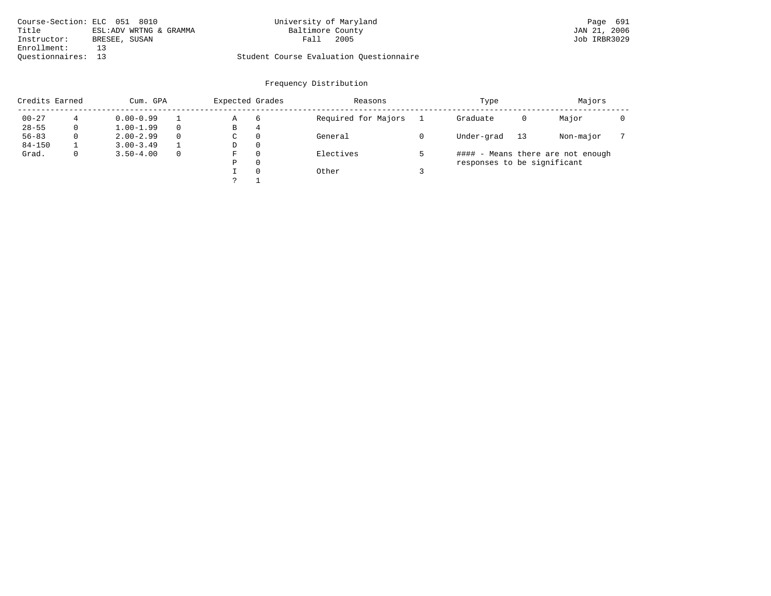Course-Section: ELC 051 8010
Title: ESL:ADV WRTNG & GRAMMA
Instructor: BRESEE, SUSAN
Enrollment: 13
Questionnaires: 13

University of Maryland
Baltimore County
Fall 2005

Student Course Evaluation Questionnaire

JAN 21, 2006
Job IRBR3029

## Frequency Distribution

| Credits Earned | | Cum. GPA | | Expected Grades | | Reasons | | Type | | Majors | |
|---|---|---|---|---|---|---|---|---|---|---|---|
| 00-27 | 4 | 0.00-0.99 | 1 | A | 6 | Required for Majors | 1 | Graduate | 0 | Major | 0 |
| 28-55 | 0 | 1.00-1.99 | 0 | B | 4 | | | | | | |
| 56-83 | 0 | 2.00-2.99 | 0 | C | 0 | General | 0 | Under-grad | 13 | Non-major | 7 |
| 84-150 | 1 | 3.00-3.49 | 1 | D | 0 | | | | | | |
| Grad. | 0 | 3.50-4.00 | 0 | F | 0 | Electives | 5 | | | | |
| | | | | P | 0 | | | | | | |
| | | | | I | 0 | Other | 3 | | | | |
| | | | | ? | 1 | | | | | | |

#### - Means there are not enough responses to be significant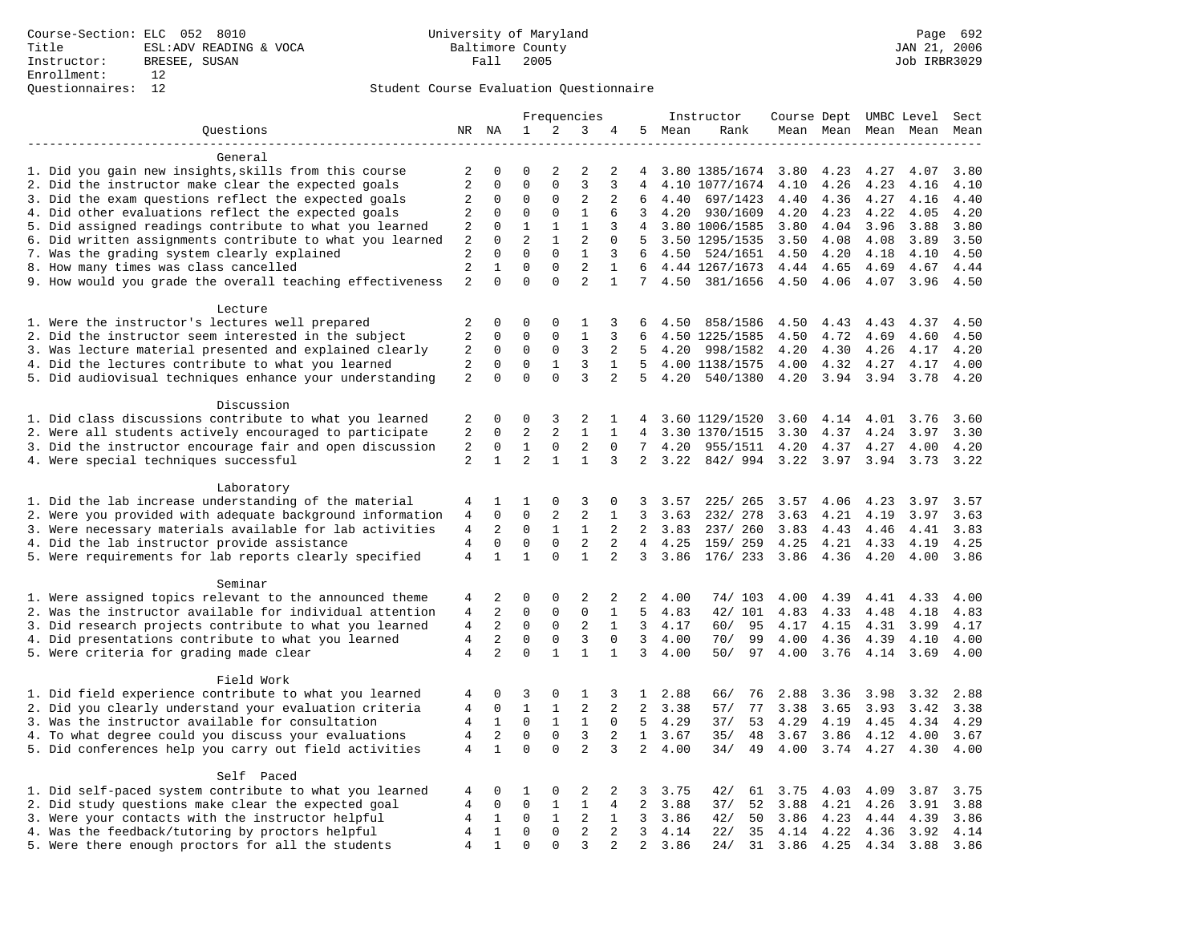Course-Section: ELC 052 8010
Title: ESL:ADV READING & VOCA
Instructor: BRESEE, SUSAN
Enrollment: 12
Questionnaires: 12

University of Maryland
Baltimore County
Fall 2005

JAN 21, 2006
Job IRBR3029

Student Course Evaluation Questionnaire

| Questions | NR | NA | 1 | 2 | 3 | 4 | 5 | Instructor Mean | Instructor Rank | Course Mean | Dept Mean | UMBC Mean | Level Mean | Sect Mean |
|---|---|---|---|---|---|---|---|---|---|---|---|---|---|---|
| **General** | | | | | | | | | | | | | | |
| 1. Did you gain new insights,skills from this course | 2 | 0 | 0 | 2 | 2 | 2 | 4 | 3.80 | 1385/1674 | 3.80 | 4.23 | 4.27 | 4.07 | 3.80 |
| 2. Did the instructor make clear the expected goals | 2 | 0 | 0 | 0 | 3 | 3 | 4 | 4.10 | 1077/1674 | 4.10 | 4.26 | 4.23 | 4.16 | 4.10 |
| 3. Did the exam questions reflect the expected goals | 2 | 0 | 0 | 0 | 2 | 2 | 6 | 4.40 | 697/1423 | 4.40 | 4.36 | 4.27 | 4.16 | 4.40 |
| 4. Did other evaluations reflect the expected goals | 2 | 0 | 0 | 0 | 1 | 6 | 3 | 4.20 | 930/1609 | 4.20 | 4.23 | 4.22 | 4.05 | 4.20 |
| 5. Did assigned readings contribute to what you learned | 2 | 0 | 1 | 1 | 1 | 3 | 4 | 3.80 | 1006/1585 | 3.80 | 4.04 | 3.96 | 3.88 | 3.80 |
| 6. Did written assignments contribute to what you learned | 2 | 0 | 2 | 1 | 2 | 0 | 5 | 3.50 | 1295/1535 | 3.50 | 4.08 | 4.08 | 3.89 | 3.50 |
| 7. Was the grading system clearly explained | 2 | 0 | 0 | 0 | 1 | 3 | 6 | 4.50 | 524/1651 | 4.50 | 4.20 | 4.18 | 4.10 | 4.50 |
| 8. How many times was class cancelled | 2 | 1 | 0 | 0 | 2 | 1 | 6 | 4.44 | 1267/1673 | 4.44 | 4.65 | 4.69 | 4.67 | 4.44 |
| 9. How would you grade the overall teaching effectiveness | 2 | 0 | 0 | 0 | 2 | 1 | 7 | 4.50 | 381/1656 | 4.50 | 4.06 | 4.07 | 3.96 | 4.50 |
| **Lecture** | | | | | | | | | | | | | | |
| 1. Were the instructor's lectures well prepared | 2 | 0 | 0 | 0 | 1 | 3 | 6 | 4.50 | 858/1586 | 4.50 | 4.43 | 4.43 | 4.37 | 4.50 |
| 2. Did the instructor seem interested in the subject | 2 | 0 | 0 | 0 | 1 | 3 | 6 | 4.50 | 1225/1585 | 4.50 | 4.72 | 4.69 | 4.60 | 4.50 |
| 3. Was lecture material presented and explained clearly | 2 | 0 | 0 | 0 | 3 | 2 | 5 | 4.20 | 998/1582 | 4.20 | 4.30 | 4.26 | 4.17 | 4.20 |
| 4. Did the lectures contribute to what you learned | 2 | 0 | 0 | 1 | 3 | 1 | 5 | 4.00 | 1138/1575 | 4.00 | 4.32 | 4.27 | 4.17 | 4.00 |
| 5. Did audiovisual techniques enhance your understanding | 2 | 0 | 0 | 0 | 3 | 2 | 5 | 4.20 | 540/1380 | 4.20 | 3.94 | 3.94 | 3.78 | 4.20 |
| **Discussion** | | | | | | | | | | | | | | |
| 1. Did class discussions contribute to what you learned | 2 | 0 | 0 | 3 | 2 | 1 | 4 | 3.60 | 1129/1520 | 3.60 | 4.14 | 4.01 | 3.76 | 3.60 |
| 2. Were all students actively encouraged to participate | 2 | 0 | 2 | 2 | 1 | 1 | 4 | 3.30 | 1370/1515 | 3.30 | 4.37 | 4.24 | 3.97 | 3.30 |
| 3. Did the instructor encourage fair and open discussion | 2 | 0 | 1 | 0 | 2 | 0 | 7 | 4.20 | 955/1511 | 4.20 | 4.37 | 4.27 | 4.00 | 4.20 |
| 4. Were special techniques successful | 2 | 1 | 2 | 1 | 1 | 3 | 2 | 3.22 | 842/ 994 | 3.22 | 3.97 | 3.94 | 3.73 | 3.22 |
| **Laboratory** | | | | | | | | | | | | | | |
| 1. Did the lab increase understanding of the material | 4 | 1 | 1 | 0 | 3 | 0 | 3 | 3.57 | 225/ 265 | 3.57 | 4.06 | 4.23 | 3.97 | 3.57 |
| 2. Were you provided with adequate background information | 4 | 0 | 0 | 2 | 2 | 1 | 3 | 3.63 | 232/ 278 | 3.63 | 4.21 | 4.19 | 3.97 | 3.63 |
| 3. Were necessary materials available for lab activities | 4 | 2 | 0 | 1 | 1 | 2 | 2 | 3.83 | 237/ 260 | 3.83 | 4.43 | 4.46 | 4.41 | 3.83 |
| 4. Did the lab instructor provide assistance | 4 | 0 | 0 | 0 | 2 | 2 | 4 | 4.25 | 159/ 259 | 4.25 | 4.21 | 4.33 | 4.19 | 4.25 |
| 5. Were requirements for lab reports clearly specified | 4 | 1 | 1 | 0 | 1 | 2 | 3 | 3.86 | 176/ 233 | 3.86 | 4.36 | 4.20 | 4.00 | 3.86 |
| **Seminar** | | | | | | | | | | | | | | |
| 1. Were assigned topics relevant to the announced theme | 4 | 2 | 0 | 0 | 2 | 2 | 2 | 4.00 | 74/ 103 | 4.00 | 4.39 | 4.41 | 4.33 | 4.00 |
| 2. Was the instructor available for individual attention | 4 | 2 | 0 | 0 | 0 | 1 | 5 | 4.83 | 42/ 101 | 4.83 | 4.33 | 4.48 | 4.18 | 4.83 |
| 3. Did research projects contribute to what you learned | 4 | 2 | 0 | 0 | 2 | 1 | 3 | 4.17 | 60/ 95 | 4.17 | 4.15 | 4.31 | 3.99 | 4.17 |
| 4. Did presentations contribute to what you learned | 4 | 2 | 0 | 0 | 3 | 0 | 3 | 4.00 | 70/ 99 | 4.00 | 4.36 | 4.39 | 4.10 | 4.00 |
| 5. Were criteria for grading made clear | 4 | 2 | 0 | 1 | 1 | 1 | 3 | 4.00 | 50/ 97 | 4.00 | 3.76 | 4.14 | 3.69 | 4.00 |
| **Field Work** | | | | | | | | | | | | | | |
| 1. Did field experience contribute to what you learned | 4 | 0 | 3 | 0 | 1 | 3 | 1 | 2.88 | 66/ 76 | 2.88 | 3.36 | 3.98 | 3.32 | 2.88 |
| 2. Did you clearly understand your evaluation criteria | 4 | 0 | 1 | 1 | 2 | 2 | 2 | 3.38 | 57/ 77 | 3.38 | 3.65 | 3.93 | 3.42 | 3.38 |
| 3. Was the instructor available for consultation | 4 | 1 | 0 | 1 | 1 | 0 | 5 | 4.29 | 37/ 53 | 4.29 | 4.19 | 4.45 | 4.34 | 4.29 |
| 4. To what degree could you discuss your evaluations | 4 | 2 | 0 | 0 | 3 | 2 | 1 | 3.67 | 35/ 48 | 3.67 | 3.86 | 4.12 | 4.00 | 3.67 |
| 5. Did conferences help you carry out field activities | 4 | 1 | 0 | 0 | 2 | 3 | 2 | 4.00 | 34/ 49 | 4.00 | 3.74 | 4.27 | 4.30 | 4.00 |
| **Self Paced** | | | | | | | | | | | | | | |
| 1. Did self-paced system contribute to what you learned | 4 | 0 | 1 | 0 | 2 | 2 | 3 | 3.75 | 42/ 61 | 3.75 | 4.03 | 4.09 | 3.87 | 3.75 |
| 2. Did study questions make clear the expected goal | 4 | 0 | 0 | 1 | 1 | 4 | 2 | 3.88 | 37/ 52 | 3.88 | 4.21 | 4.26 | 3.91 | 3.88 |
| 3. Were your contacts with the instructor helpful | 4 | 1 | 0 | 1 | 2 | 1 | 3 | 3.86 | 42/ 50 | 3.86 | 4.23 | 4.44 | 4.39 | 3.86 |
| 4. Was the feedback/tutoring by proctors helpful | 4 | 1 | 0 | 0 | 2 | 2 | 3 | 4.14 | 22/ 35 | 4.14 | 4.22 | 4.36 | 3.92 | 4.14 |
| 5. Were there enough proctors for all the students | 4 | 1 | 0 | 0 | 3 | 2 | 2 | 3.86 | 24/ 31 | 3.86 | 4.25 | 4.34 | 3.88 | 3.86 |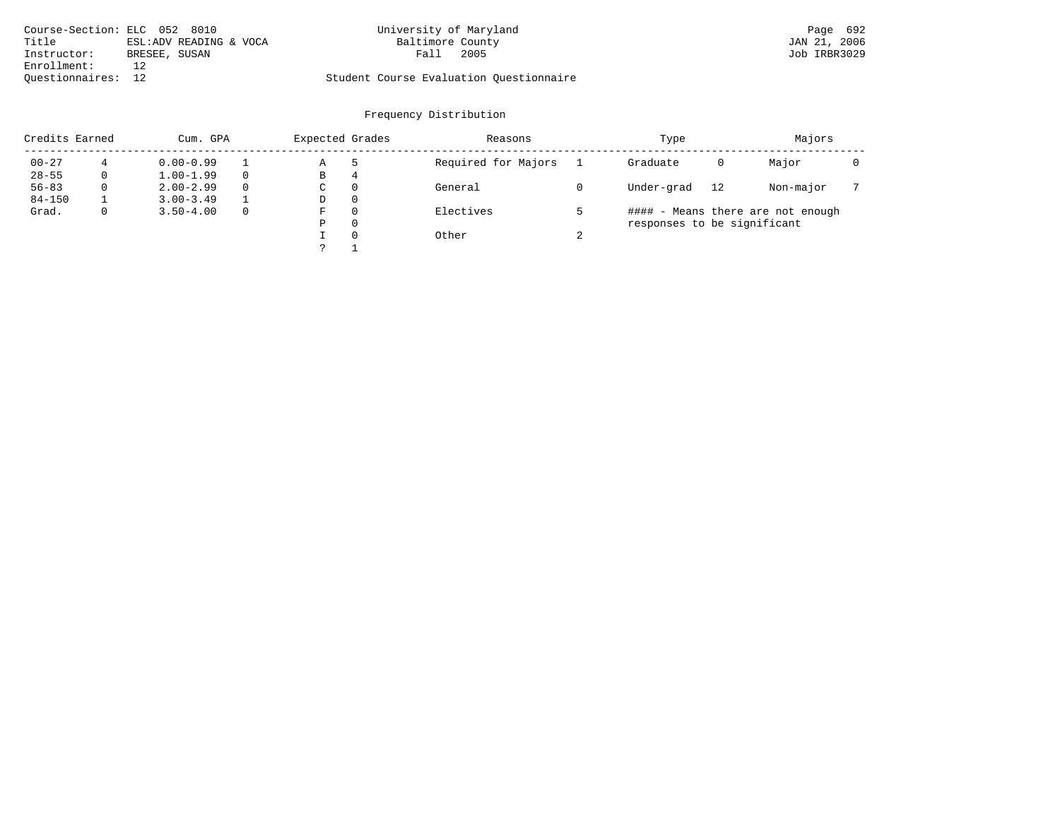Course-Section: ELC 052 8010
Title: ESL:ADV READING & VOCA
Instructor: BRESEE, SUSAN
Enrollment: 12
Questionnaires: 12

University of Maryland
Baltimore County
Fall 2005

Student Course Evaluation Questionnaire

Page 692
JAN 21, 2006
Job IRBR3029

## Frequency Distribution

| Credits Earned | | Cum. GPA | | Expected Grades | | Reasons | | Type | | Majors | |
|---|---|---|---|---|---|---|---|---|---|---|---|
| 00-27 | 4 | 0.00-0.99 | 1 | A | 5 | Required for Majors | 1 | Graduate | 0 | Major | 0 |
| 28-55 | 0 | 1.00-1.99 | 0 | B | 4 | | | | | | |
| 56-83 | 0 | 2.00-2.99 | 0 | C | 0 | General | 0 | Under-grad | 12 | Non-major | 7 |
| 84-150 | 1 | 3.00-3.49 | 1 | D | 0 | | | | | | |
| Grad. | 0 | 3.50-4.00 | 0 | F | 0 | Electives | 5 | | | | |
| | | | | P | 0 | | | | | | |
| | | | | I | 0 | Other | 2 | | | | |
| | | | | ? | 1 | | | | | | |

#### - Means there are not enough responses to be significant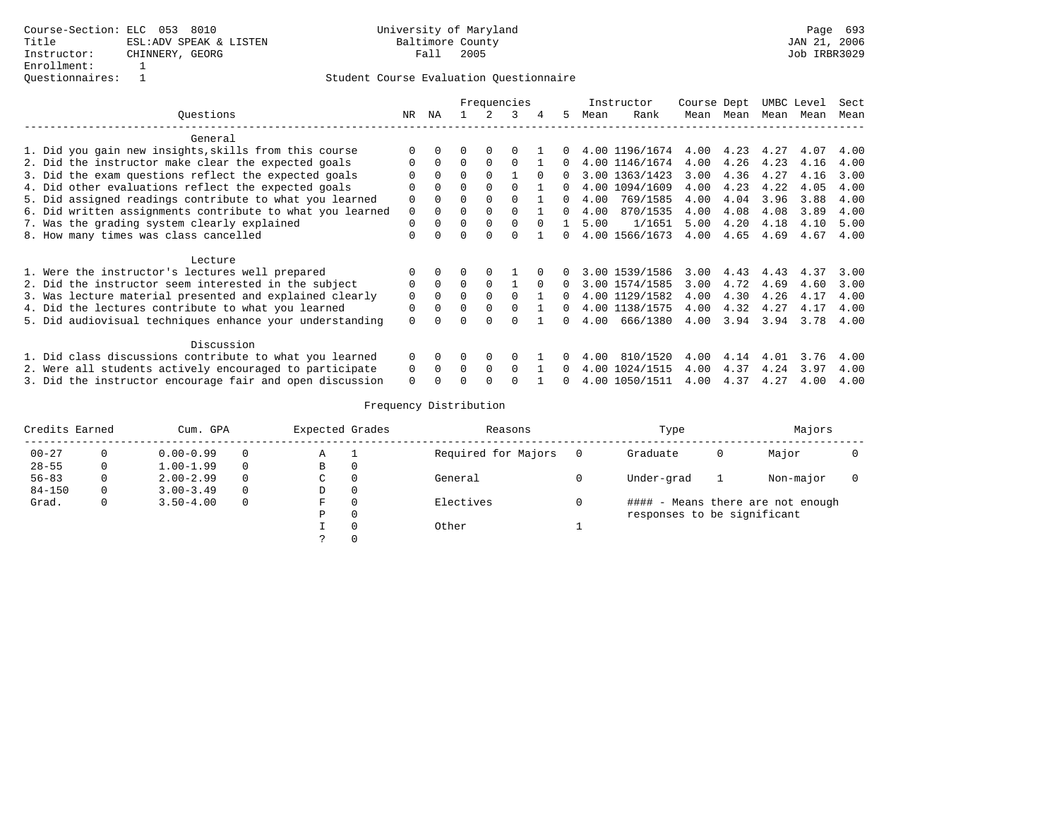Course-Section: ELC 053 8010
Title: ESL:ADV SPEAK & LISTEN
Instructor: CHINNERY, GEORG
Enrollment: 1
Questionnaires: 1

University of Maryland
Baltimore County
Fall 2005

JAN 21, 2006
Job IRBR3029

Student Course Evaluation Questionnaire

| Questions | NR | NA | 1 | 2 | 3 | 4 | 5 | Instructor Mean | Instructor Rank | Course Mean | Dept Mean | UMBC Mean | Level Mean | Sect Mean |
|---|---|---|---|---|---|---|---|---|---|---|---|---|---|---|
| **General** | | | | | | | | | | | | | | |
| 1. Did you gain new insights,skills from this course | 0 | 0 | 0 | 0 | 0 | 1 | 0 | 4.00 | 1196/1674 | 4.00 | 4.23 | 4.27 | 4.07 | 4.00 |
| 2. Did the instructor make clear the expected goals | 0 | 0 | 0 | 0 | 0 | 1 | 0 | 4.00 | 1146/1674 | 4.00 | 4.26 | 4.23 | 4.16 | 4.00 |
| 3. Did the exam questions reflect the expected goals | 0 | 0 | 0 | 0 | 1 | 0 | 0 | 3.00 | 1363/1423 | 3.00 | 4.36 | 4.27 | 4.16 | 3.00 |
| 4. Did other evaluations reflect the expected goals | 0 | 0 | 0 | 0 | 0 | 1 | 0 | 4.00 | 1094/1609 | 4.00 | 4.23 | 4.22 | 4.05 | 4.00 |
| 5. Did assigned readings contribute to what you learned | 0 | 0 | 0 | 0 | 0 | 1 | 0 | 4.00 | 769/1585 | 4.00 | 4.04 | 3.96 | 3.88 | 4.00 |
| 6. Did written assignments contribute to what you learned | 0 | 0 | 0 | 0 | 0 | 1 | 0 | 4.00 | 870/1535 | 4.00 | 4.08 | 4.08 | 3.89 | 4.00 |
| 7. Was the grading system clearly explained | 0 | 0 | 0 | 0 | 0 | 0 | 1 | 5.00 | 1/1651 | 5.00 | 4.20 | 4.18 | 4.10 | 5.00 |
| 8. How many times was class cancelled | 0 | 0 | 0 | 0 | 0 | 1 | 0 | 4.00 | 1566/1673 | 4.00 | 4.65 | 4.69 | 4.67 | 4.00 |
| **Lecture** | | | | | | | | | | | | | | |
| 1. Were the instructor's lectures well prepared | 0 | 0 | 0 | 0 | 1 | 0 | 0 | 3.00 | 1539/1586 | 3.00 | 4.43 | 4.43 | 4.37 | 3.00 |
| 2. Did the instructor seem interested in the subject | 0 | 0 | 0 | 0 | 1 | 0 | 0 | 3.00 | 1574/1585 | 3.00 | 4.72 | 4.69 | 4.60 | 3.00 |
| 3. Was lecture material presented and explained clearly | 0 | 0 | 0 | 0 | 0 | 1 | 0 | 4.00 | 1129/1582 | 4.00 | 4.30 | 4.26 | 4.17 | 4.00 |
| 4. Did the lectures contribute to what you learned | 0 | 0 | 0 | 0 | 0 | 1 | 0 | 4.00 | 1138/1575 | 4.00 | 4.32 | 4.27 | 4.17 | 4.00 |
| 5. Did audiovisual techniques enhance your understanding | 0 | 0 | 0 | 0 | 0 | 1 | 0 | 4.00 | 666/1380 | 4.00 | 3.94 | 3.94 | 3.78 | 4.00 |
| **Discussion** | | | | | | | | | | | | | | |
| 1. Did class discussions contribute to what you learned | 0 | 0 | 0 | 0 | 0 | 1 | 0 | 4.00 | 810/1520 | 4.00 | 4.14 | 4.01 | 3.76 | 4.00 |
| 2. Were all students actively encouraged to participate | 0 | 0 | 0 | 0 | 0 | 1 | 0 | 4.00 | 1024/1515 | 4.00 | 4.37 | 4.24 | 3.97 | 4.00 |
| 3. Did the instructor encourage fair and open discussion | 0 | 0 | 0 | 0 | 0 | 1 | 0 | 4.00 | 1050/1511 | 4.00 | 4.37 | 4.27 | 4.00 | 4.00 |

## Frequency Distribution

| Credits Earned | | Cum. GPA | | Expected Grades | | Reasons | | Type | | Majors | |
|---|---|---|---|---|---|---|---|---|---|---|---|
| 00-27 | 0 | 0.00-0.99 | 0 | A | 1 | Required for Majors | 0 | Graduate | 0 | Major | 0 |
| 28-55 | 0 | 1.00-1.99 | 0 | B | 0 | | | | | | |
| 56-83 | 0 | 2.00-2.99 | 0 | C | 0 | General | 0 | Under-grad | 1 | Non-major | 0 |
| 84-150 | 0 | 3.00-3.49 | 0 | D | 0 | | | | | | |
| Grad. | 0 | 3.50-4.00 | 0 | F | 0 | Electives | 0 | | | | |
| | | | | P | 0 | | | | | | |
| | | | | I | 0 | Other | 1 | | | | |
| | | | | ? | 0 | | | | | | |

#### - Means there are not enough responses to be significant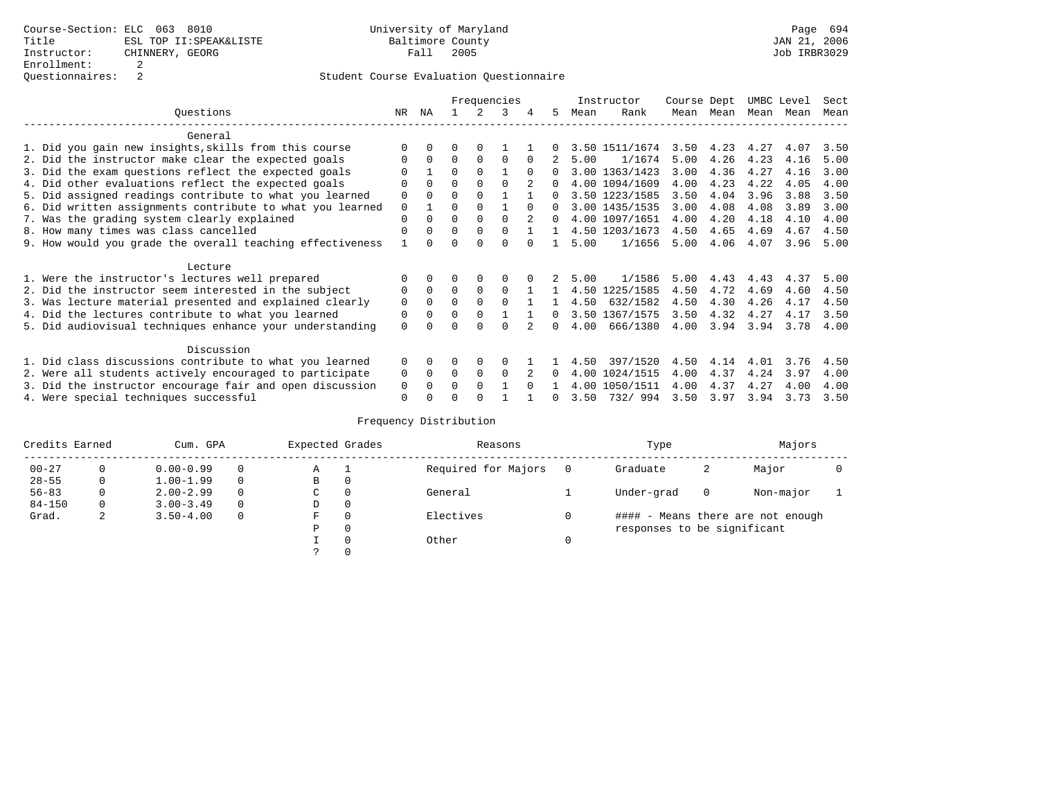Course-Section: ELC 063 8010
Title: ESL TOP II:SPEAK&LISTE
Instructor: CHINNERY, GEORG
Enrollment: 2
Questionnaires: 2

University of Maryland
Baltimore County
Fall 2005

JAN 21, 2006
Job IRBR3029

Student Course Evaluation Questionnaire

| Questions | NR | NA | 1 | 2 | 3 | 4 | 5 | Instructor Mean | Instructor Rank | Course Mean | Dept Mean | UMBC Mean | Level Mean | Sect Mean |
|---|---|---|---|---|---|---|---|---|---|---|---|---|---|---|
| **General** | | | | | | | | | | | | | | |
| 1. Did you gain new insights,skills from this course | 0 | 0 | 0 | 0 | 1 | 1 | 0 | 3.50 | 1511/1674 | 3.50 | 4.23 | 4.27 | 4.07 | 3.50 |
| 2. Did the instructor make clear the expected goals | 0 | 0 | 0 | 0 | 0 | 0 | 2 | 5.00 | 1/1674 | 5.00 | 4.26 | 4.23 | 4.16 | 5.00 |
| 3. Did the exam questions reflect the expected goals | 0 | 1 | 0 | 0 | 1 | 0 | 0 | 3.00 | 1363/1423 | 3.00 | 4.36 | 4.27 | 4.16 | 3.00 |
| 4. Did other evaluations reflect the expected goals | 0 | 0 | 0 | 0 | 0 | 2 | 0 | 4.00 | 1094/1609 | 4.00 | 4.23 | 4.22 | 4.05 | 4.00 |
| 5. Did assigned readings contribute to what you learned | 0 | 0 | 0 | 0 | 1 | 1 | 0 | 3.50 | 1223/1585 | 3.50 | 4.04 | 3.96 | 3.88 | 3.50 |
| 6. Did written assignments contribute to what you learned | 0 | 1 | 0 | 0 | 1 | 0 | 0 | 3.00 | 1435/1535 | 3.00 | 4.08 | 4.08 | 3.89 | 3.00 |
| 7. Was the grading system clearly explained | 0 | 0 | 0 | 0 | 0 | 2 | 0 | 4.00 | 1097/1651 | 4.00 | 4.20 | 4.18 | 4.10 | 4.00 |
| 8. How many times was class cancelled | 0 | 0 | 0 | 0 | 0 | 1 | 1 | 4.50 | 1203/1673 | 4.50 | 4.65 | 4.69 | 4.67 | 4.50 |
| 9. How would you grade the overall teaching effectiveness | 1 | 0 | 0 | 0 | 0 | 0 | 1 | 5.00 | 1/1656 | 5.00 | 4.06 | 4.07 | 3.96 | 5.00 |
| **Lecture** | | | | | | | | | | | | | | |
| 1. Were the instructor's lectures well prepared | 0 | 0 | 0 | 0 | 0 | 0 | 2 | 5.00 | 1/1586 | 5.00 | 4.43 | 4.43 | 4.37 | 5.00 |
| 2. Did the instructor seem interested in the subject | 0 | 0 | 0 | 0 | 0 | 1 | 1 | 4.50 | 1225/1585 | 4.50 | 4.72 | 4.69 | 4.60 | 4.50 |
| 3. Was lecture material presented and explained clearly | 0 | 0 | 0 | 0 | 0 | 1 | 1 | 4.50 | 632/1582 | 4.50 | 4.30 | 4.26 | 4.17 | 4.50 |
| 4. Did the lectures contribute to what you learned | 0 | 0 | 0 | 0 | 1 | 1 | 0 | 3.50 | 1367/1575 | 3.50 | 4.32 | 4.27 | 4.17 | 3.50 |
| 5. Did audiovisual techniques enhance your understanding | 0 | 0 | 0 | 0 | 0 | 2 | 0 | 4.00 | 666/1380 | 4.00 | 3.94 | 3.94 | 3.78 | 4.00 |
| **Discussion** | | | | | | | | | | | | | | |
| 1. Did class discussions contribute to what you learned | 0 | 0 | 0 | 0 | 0 | 1 | 1 | 4.50 | 397/1520 | 4.50 | 4.14 | 4.01 | 3.76 | 4.50 |
| 2. Were all students actively encouraged to participate | 0 | 0 | 0 | 0 | 0 | 2 | 0 | 4.00 | 1024/1515 | 4.00 | 4.37 | 4.24 | 3.97 | 4.00 |
| 3. Did the instructor encourage fair and open discussion | 0 | 0 | 0 | 0 | 1 | 0 | 1 | 4.00 | 1050/1511 | 4.00 | 4.37 | 4.27 | 4.00 | 4.00 |
| 4. Were special techniques successful | 0 | 0 | 0 | 0 | 1 | 1 | 0 | 3.50 | 732/ 994 | 3.50 | 3.97 | 3.94 | 3.73 | 3.50 |

Frequency Distribution

| Credits Earned | | Cum. GPA | | Expected Grades | | Reasons | | Type | | Majors | |
|---|---|---|---|---|---|---|---|---|---|---|---|
| 00-27 | 0 | 0.00-0.99 | 0 | A | 1 | Required for Majors | 0 | Graduate | 2 | Major | 0 |
| 28-55 | 0 | 1.00-1.99 | 0 | B | 0 | | | | | | |
| 56-83 | 0 | 2.00-2.99 | 0 | C | 0 | General | 1 | Under-grad | 0 | Non-major | 1 |
| 84-150 | 0 | 3.00-3.49 | 0 | D | 0 | | | | | | |
| Grad. | 2 | 3.50-4.00 | 0 | F | 0 | Electives | 0 | #### - Means there are not enough responses to be significant | | | |
| | | | | P | 0 | | | | | | |
| | | | | I | 0 | Other | 0 | | | | |
| | | | | ? | 0 | | | | | | |